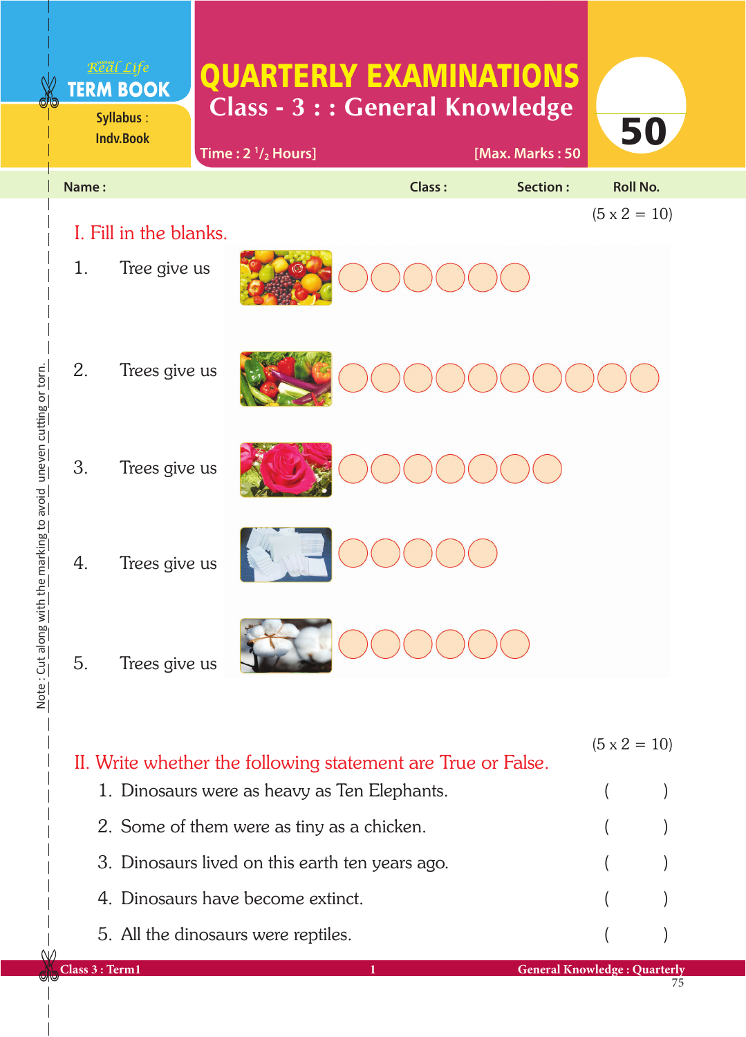Real Life **TERM BOOK**

Syllabus : Indv.Book

# QUARTERLY EXAMINATIONS

## Class - 3 : : General Knowledge

Time : 2 $^{1}/_{2}$ Hours] [Max. Marks : 50

50

Name : Class : Section : Roll No.

(5 x 2 = 10)

## I. Fill in the blanks.

1. Tree give us ○○○○○○
2. Trees give us ○○○○○○○○○○
3. Trees give us ○○○○○○○
4. Trees give us ○○○○○
5. Trees give us ○○○○○○

(5 x 2 = 10)

## II. Write whether the following statement are True or False.

1. Dinosaurs were as heavy as Ten Elephants. (      )
2. Some of them were as tiny as a chicken. (      )
3. Dinosaurs lived on this earth ten years ago. (      )
4. Dinosaurs have become extinct. (      )
5. All the dinosaurs were reptiles. (      )

Note : Cut along with the marking to avoid uneven cutting or torn.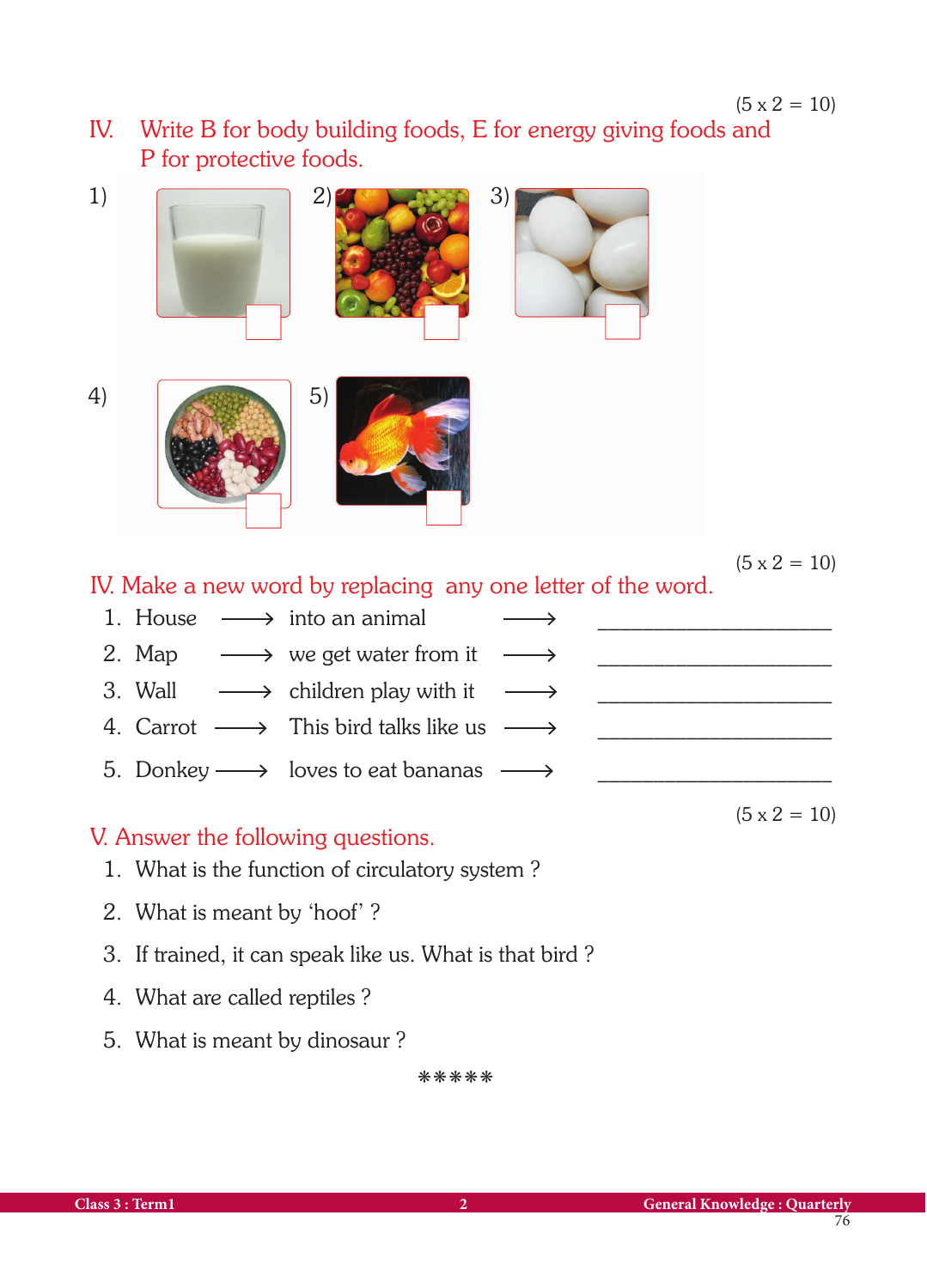(5 x 2 = 10)

## IV. Write B for body building foods, E for energy giving foods and P for protective foods.

1) 

2) 

3) 

4) 

5) 

(5 x 2 = 10)

## IV. Make a new word by replacing any one letter of the word.

1. House ⟶ into an animal ⟶ ____________________
2. Map ⟶ we get water from it ⟶ ____________________
3. Wall ⟶ children play with it ⟶ ____________________
4. Carrot ⟶ This bird talks like us ⟶ ____________________
5. Donkey ⟶ loves to eat bananas ⟶ ____________________

(5 x 2 = 10)

## V. Answer the following questions.

1. What is the function of circulatory system ?
2. What is meant by 'hoof' ?
3. If trained, it can speak like us. What is that bird ?
4. What are called reptiles ?
5. What is meant by dinosaur ?

*****